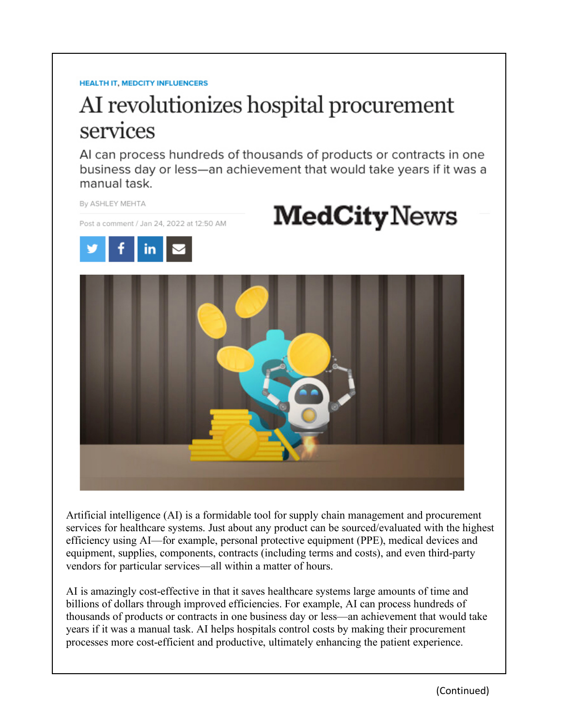HEALTH IT, MEDCITY INFLUENCERS

# AI revolutionizes hospital procurement services

AI can process hundreds of thousands of products or contracts in one business day or less—an achievement that would take years if it was a manual task.

By ASHLEY MEHTA

Post a comment / Jan 24, 2022 at 12:50 AM

MedCity News

Artificial intelligence (AI) is a formidable tool for supply chain management and procurement services for healthcare systems. Just about any product can be sourced/evaluated with the highest efficiency using AI—for example, personal protective equipment (PPE), medical devices and equipment, supplies, components, contracts (including terms and costs), and even third-party vendors for particular services—all within a matter of hours.

AI is amazingly cost-effective in that it saves healthcare systems large amounts of time and billions of dollars through improved efficiencies. For example, AI can process hundreds of thousands of products or contracts in one business day or less—an achievement that would take years if it was a manual task. AI helps hospitals control costs by making their procurement processes more cost-efficient and productive, ultimately enhancing the patient experience.

(Continued)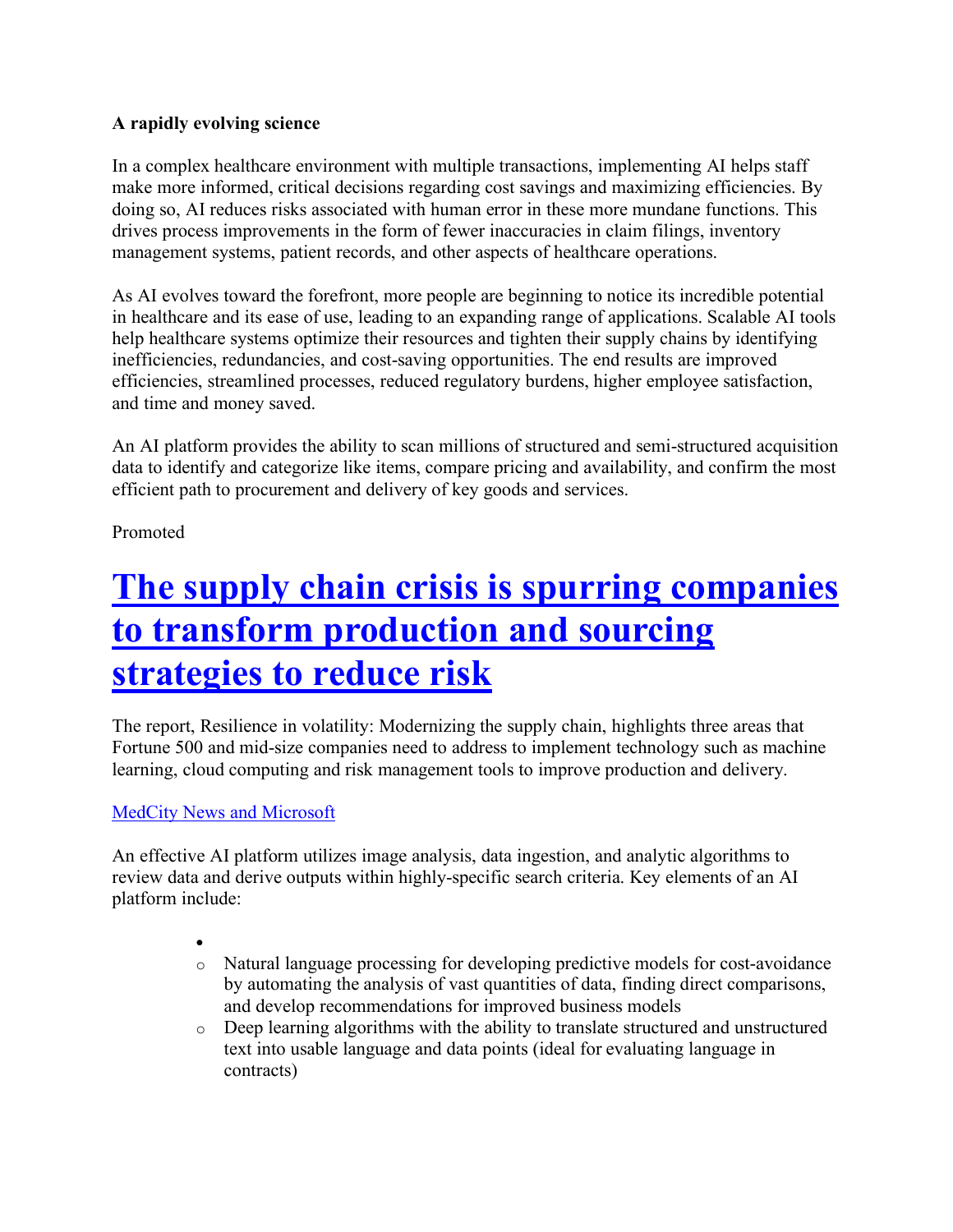**A rapidly evolving science**

In a complex healthcare environment with multiple transactions, implementing AI helps staff make more informed, critical decisions regarding cost savings and maximizing efficiencies. By doing so, AI reduces risks associated with human error in these more mundane functions. This drives process improvements in the form of fewer inaccuracies in claim filings, inventory management systems, patient records, and other aspects of healthcare operations.

As AI evolves toward the forefront, more people are beginning to notice its incredible potential in healthcare and its ease of use, leading to an expanding range of applications. Scalable AI tools help healthcare systems optimize their resources and tighten their supply chains by identifying inefficiencies, redundancies, and cost-saving opportunities. The end results are improved efficiencies, streamlined processes, reduced regulatory burdens, higher employee satisfaction, and time and money saved.

An AI platform provides the ability to scan millions of structured and semi-structured acquisition data to identify and categorize like items, compare pricing and availability, and confirm the most efficient path to procurement and delivery of key goods and services.

Promoted

# The supply chain crisis is spurring companies to transform production and sourcing strategies to reduce risk

The report, Resilience in volatility: Modernizing the supply chain, highlights three areas that Fortune 500 and mid-size companies need to address to implement technology such as machine learning, cloud computing and risk management tools to improve production and delivery.

MedCity News and Microsoft

An effective AI platform utilizes image analysis, data ingestion, and analytic algorithms to review data and derive outputs within highly-specific search criteria. Key elements of an AI platform include:

- 
    - Natural language processing for developing predictive models for cost-avoidance by automating the analysis of vast quantities of data, finding direct comparisons, and develop recommendations for improved business models
    - Deep learning algorithms with the ability to translate structured and unstructured text into usable language and data points (ideal for evaluating language in contracts)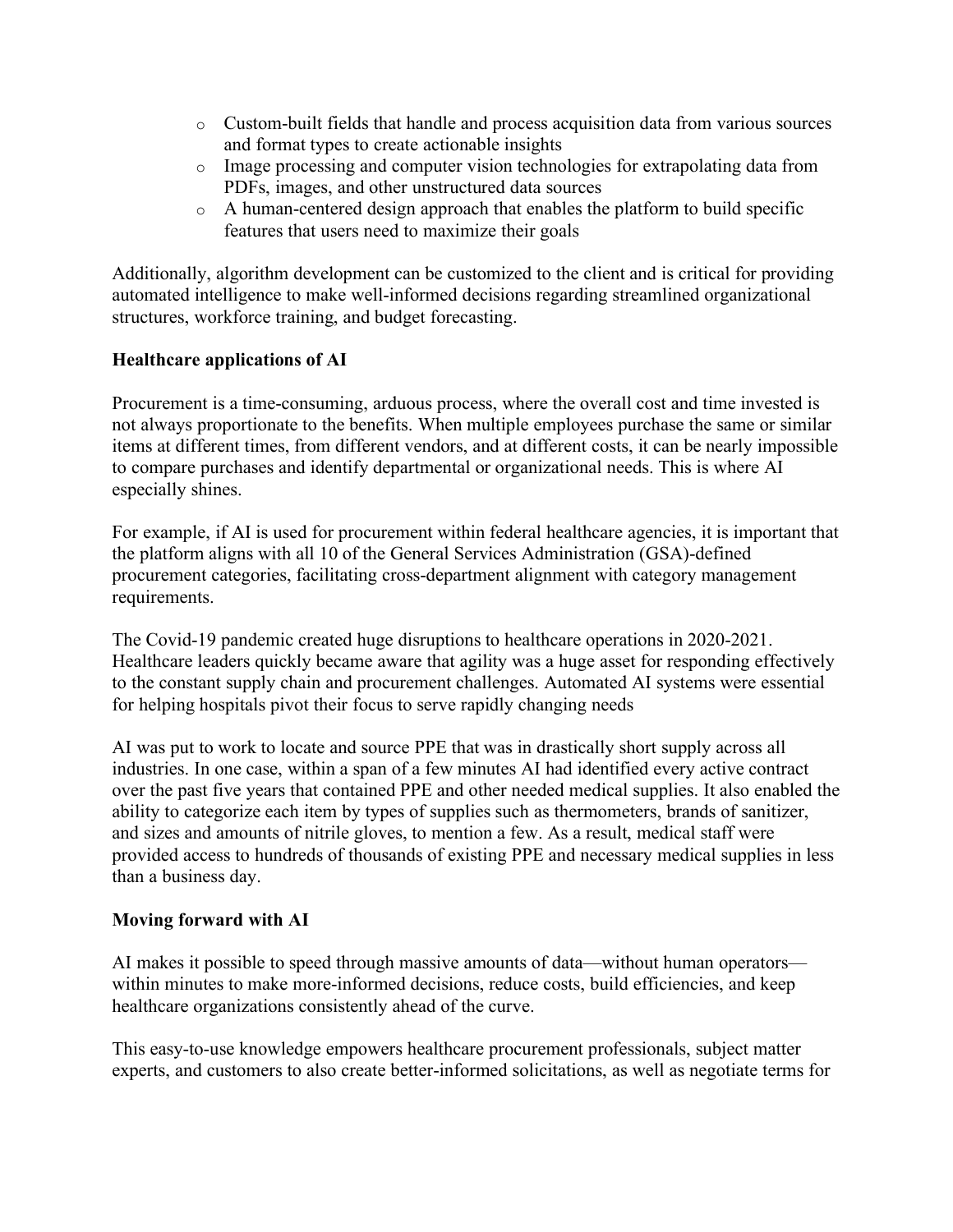- Custom-built fields that handle and process acquisition data from various sources and format types to create actionable insights
- Image processing and computer vision technologies for extrapolating data from PDFs, images, and other unstructured data sources
- A human-centered design approach that enables the platform to build specific features that users need to maximize their goals

Additionally, algorithm development can be customized to the client and is critical for providing automated intelligence to make well-informed decisions regarding streamlined organizational structures, workforce training, and budget forecasting.

**Healthcare applications of AI**

Procurement is a time-consuming, arduous process, where the overall cost and time invested is not always proportionate to the benefits. When multiple employees purchase the same or similar items at different times, from different vendors, and at different costs, it can be nearly impossible to compare purchases and identify departmental or organizational needs. This is where AI especially shines.

For example, if AI is used for procurement within federal healthcare agencies, it is important that the platform aligns with all 10 of the General Services Administration (GSA)-defined procurement categories, facilitating cross-department alignment with category management requirements.

The Covid-19 pandemic created huge disruptions to healthcare operations in 2020-2021. Healthcare leaders quickly became aware that agility was a huge asset for responding effectively to the constant supply chain and procurement challenges. Automated AI systems were essential for helping hospitals pivot their focus to serve rapidly changing needs

AI was put to work to locate and source PPE that was in drastically short supply across all industries. In one case, within a span of a few minutes AI had identified every active contract over the past five years that contained PPE and other needed medical supplies. It also enabled the ability to categorize each item by types of supplies such as thermometers, brands of sanitizer, and sizes and amounts of nitrile gloves, to mention a few. As a result, medical staff were provided access to hundreds of thousands of existing PPE and necessary medical supplies in less than a business day.

**Moving forward with AI**

AI makes it possible to speed through massive amounts of data—without human operators—within minutes to make more-informed decisions, reduce costs, build efficiencies, and keep healthcare organizations consistently ahead of the curve.

This easy-to-use knowledge empowers healthcare procurement professionals, subject matter experts, and customers to also create better-informed solicitations, as well as negotiate terms for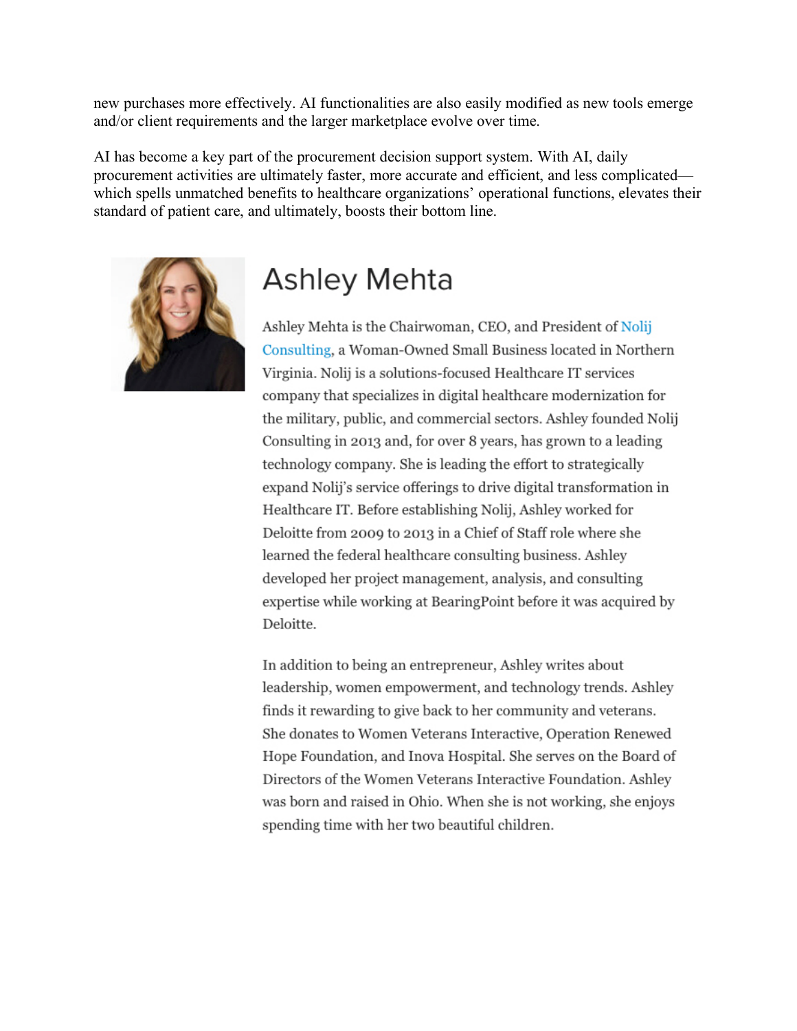new purchases more effectively. AI functionalities are also easily modified as new tools emerge and/or client requirements and the larger marketplace evolve over time.

AI has become a key part of the procurement decision support system. With AI, daily procurement activities are ultimately faster, more accurate and efficient, and less complicated—which spells unmatched benefits to healthcare organizations' operational functions, elevates their standard of patient care, and ultimately, boosts their bottom line.

## Ashley Mehta

Ashley Mehta is the Chairwoman, CEO, and President of Nolij Consulting, a Woman-Owned Small Business located in Northern Virginia. Nolij is a solutions-focused Healthcare IT services company that specializes in digital healthcare modernization for the military, public, and commercial sectors. Ashley founded Nolij Consulting in 2013 and, for over 8 years, has grown to a leading technology company. She is leading the effort to strategically expand Nolij's service offerings to drive digital transformation in Healthcare IT. Before establishing Nolij, Ashley worked for Deloitte from 2009 to 2013 in a Chief of Staff role where she learned the federal healthcare consulting business. Ashley developed her project management, analysis, and consulting expertise while working at BearingPoint before it was acquired by Deloitte.

In addition to being an entrepreneur, Ashley writes about leadership, women empowerment, and technology trends. Ashley finds it rewarding to give back to her community and veterans. She donates to Women Veterans Interactive, Operation Renewed Hope Foundation, and Inova Hospital. She serves on the Board of Directors of the Women Veterans Interactive Foundation. Ashley was born and raised in Ohio. When she is not working, she enjoys spending time with her two beautiful children.